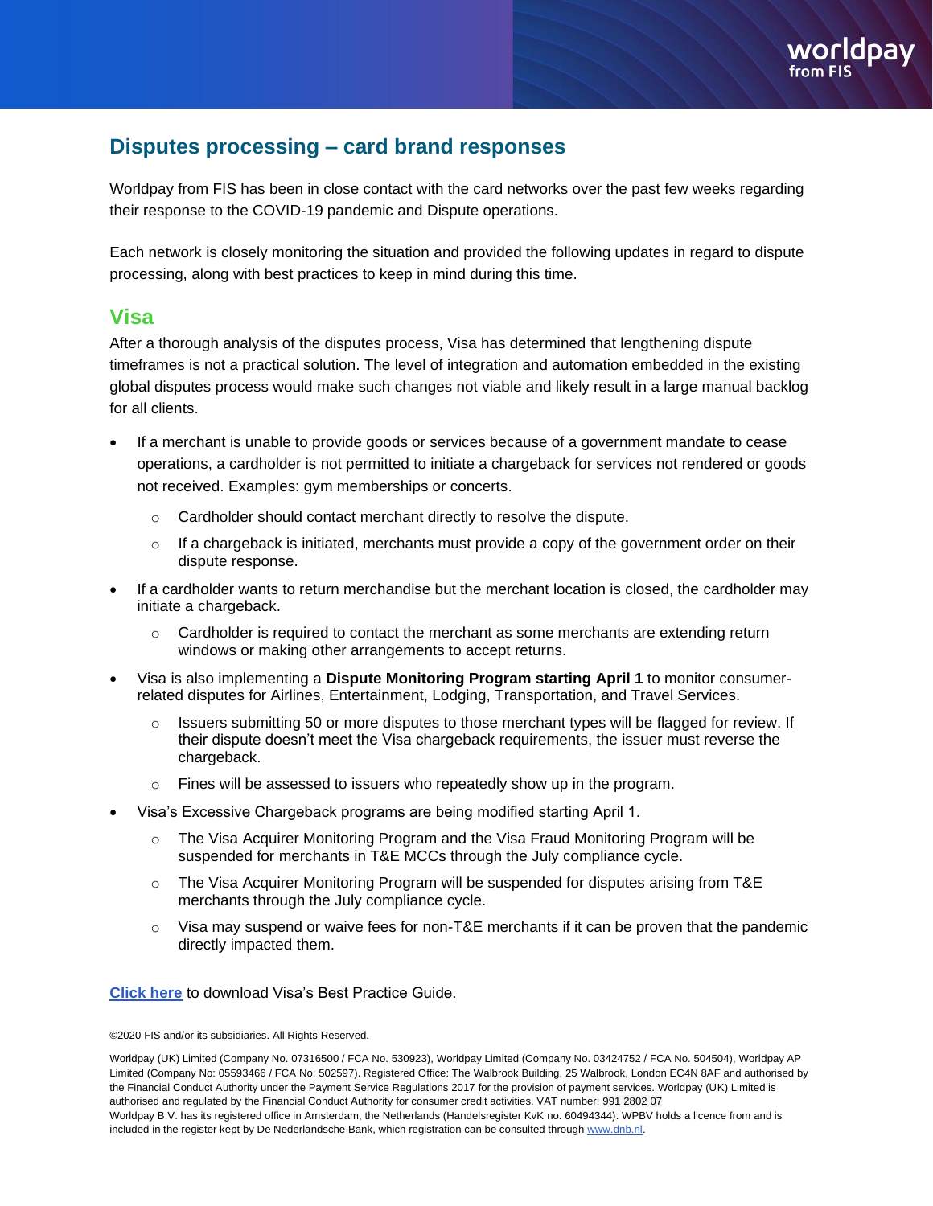## Disputes processing – card brand responses

Worldpay from FIS has been in close contact with the card networks over the past few weeks regarding their response to the COVID-19 pandemic and Dispute operations.

Each network is closely monitoring the situation and provided the following updates in regard to dispute processing, along with best practices to keep in mind during this time.

### Visa

After a thorough analysis of the disputes process, Visa has determined that lengthening dispute timeframes is not a practical solution. The level of integration and automation embedded in the existing global disputes process would make such changes not viable and likely result in a large manual backlog for all clients.

- If a merchant is unable to provide goods or services because of a government mandate to cease operations, a cardholder is not permitted to initiate a chargeback for services not rendered or goods not received. Examples: gym memberships or concerts.
  - Cardholder should contact merchant directly to resolve the dispute.
  - If a chargeback is initiated, merchants must provide a copy of the government order on their dispute response.
- If a cardholder wants to return merchandise but the merchant location is closed, the cardholder may initiate a chargeback.
  - Cardholder is required to contact the merchant as some merchants are extending return windows or making other arrangements to accept returns.
- Visa is also implementing a **Dispute Monitoring Program starting April 1** to monitor consumer-related disputes for Airlines, Entertainment, Lodging, Transportation, and Travel Services.
  - Issuers submitting 50 or more disputes to those merchant types will be flagged for review. If their dispute doesn't meet the Visa chargeback requirements, the issuer must reverse the chargeback.
  - Fines will be assessed to issuers who repeatedly show up in the program.
- Visa's Excessive Chargeback programs are being modified starting April 1.
  - The Visa Acquirer Monitoring Program and the Visa Fraud Monitoring Program will be suspended for merchants in T&E MCCs through the July compliance cycle.
  - The Visa Acquirer Monitoring Program will be suspended for disputes arising from T&E merchants through the July compliance cycle.
  - Visa may suspend or waive fees for non-T&E merchants if it can be proven that the pandemic directly impacted them.

**Click here** to download Visa's Best Practice Guide.

©2020 FIS and/or its subsidiaries. All Rights Reserved.

Worldpay (UK) Limited (Company No. 07316500 / FCA No. 530923), Worldpay Limited (Company No. 03424752 / FCA No. 504504), Worldpay AP Limited (Company No: 05593466 / FCA No: 502597). Registered Office: The Walbrook Building, 25 Walbrook, London EC4N 8AF and authorised by the Financial Conduct Authority under the Payment Service Regulations 2017 for the provision of payment services. Worldpay (UK) Limited is authorised and regulated by the Financial Conduct Authority for consumer credit activities. VAT number: 991 2802 07
Worldpay B.V. has its registered office in Amsterdam, the Netherlands (Handelsregister KvK no. 60494344). WPBV holds a licence from and is included in the register kept by De Nederlandsche Bank, which registration can be consulted through www.dnb.nl.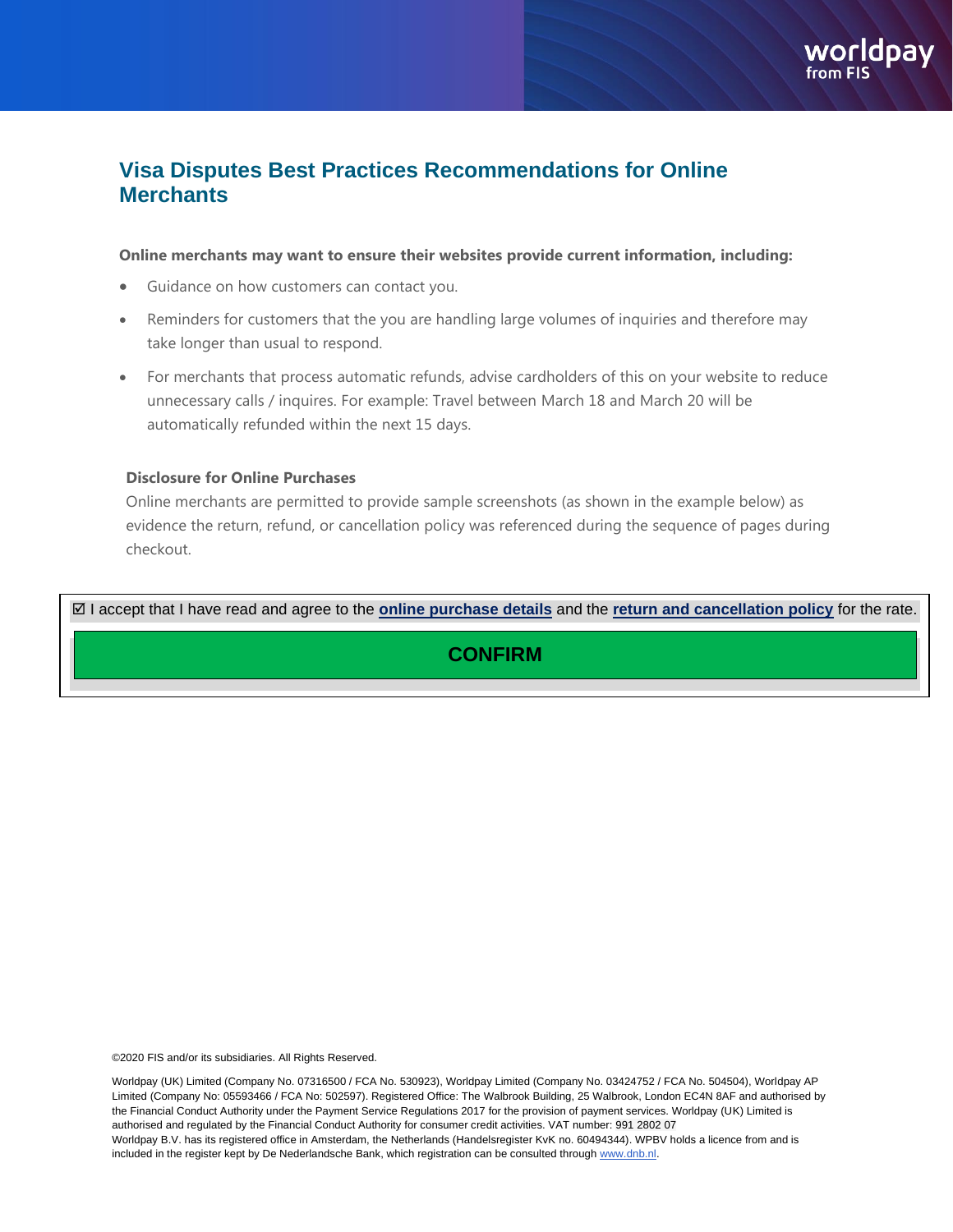## Visa Disputes Best Practices Recommendations for Online Merchants

**Online merchants may want to ensure their websites provide current information, including:**

- Guidance on how customers can contact you.
- Reminders for customers that the you are handling large volumes of inquiries and therefore may take longer than usual to respond.
- For merchants that process automatic refunds, advise cardholders of this on your website to reduce unnecessary calls / inquires. For example: Travel between March 18 and March 20 will be automatically refunded within the next 15 days.

**Disclosure for Online Purchases**

Online merchants are permitted to provide sample screenshots (as shown in the example below) as evidence the return, refund, or cancellation policy was referenced during the sequence of pages during checkout.

☑ I accept that I have read and agree to the **online purchase details** and the **return and cancellation policy** for the rate.

**CONFIRM**

©2020 FIS and/or its subsidiaries. All Rights Reserved.

Worldpay (UK) Limited (Company No. 07316500 / FCA No. 530923), Worldpay Limited (Company No. 03424752 / FCA No. 504504), Worldpay AP Limited (Company No: 05593466 / FCA No: 502597). Registered Office: The Walbrook Building, 25 Walbrook, London EC4N 8AF and authorised by the Financial Conduct Authority under the Payment Service Regulations 2017 for the provision of payment services. Worldpay (UK) Limited is authorised and regulated by the Financial Conduct Authority for consumer credit activities. VAT number: 991 2802 07
Worldpay B.V. has its registered office in Amsterdam, the Netherlands (Handelsregister KvK no. 60494344). WPBV holds a licence from and is included in the register kept by De Nederlandsche Bank, which registration can be consulted through www.dnb.nl.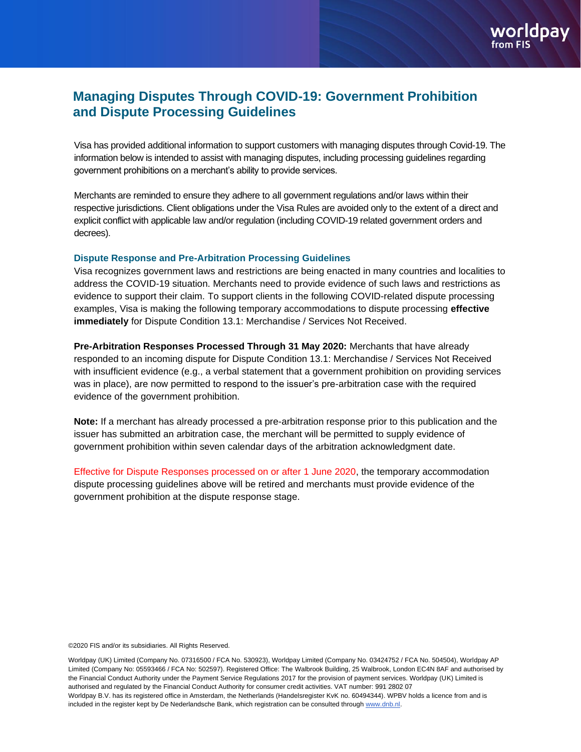# Managing Disputes Through COVID-19: Government Prohibition and Dispute Processing Guidelines

Visa has provided additional information to support customers with managing disputes through Covid-19. The information below is intended to assist with managing disputes, including processing guidelines regarding government prohibitions on a merchant's ability to provide services.

Merchants are reminded to ensure they adhere to all government regulations and/or laws within their respective jurisdictions. Client obligations under the Visa Rules are avoided only to the extent of a direct and explicit conflict with applicable law and/or regulation (including COVID-19 related government orders and decrees).

### Dispute Response and Pre-Arbitration Processing Guidelines

Visa recognizes government laws and restrictions are being enacted in many countries and localities to address the COVID-19 situation. Merchants need to provide evidence of such laws and restrictions as evidence to support their claim. To support clients in the following COVID-related dispute processing examples, Visa is making the following temporary accommodations to dispute processing **effective immediately** for Dispute Condition 13.1: Merchandise / Services Not Received.

**Pre-Arbitration Responses Processed Through 31 May 2020:** Merchants that have already responded to an incoming dispute for Dispute Condition 13.1: Merchandise / Services Not Received with insufficient evidence (e.g., a verbal statement that a government prohibition on providing services was in place), are now permitted to respond to the issuer's pre-arbitration case with the required evidence of the government prohibition.

**Note:** If a merchant has already processed a pre-arbitration response prior to this publication and the issuer has submitted an arbitration case, the merchant will be permitted to supply evidence of government prohibition within seven calendar days of the arbitration acknowledgment date.

Effective for Dispute Responses processed on or after 1 June 2020, the temporary accommodation dispute processing guidelines above will be retired and merchants must provide evidence of the government prohibition at the dispute response stage.

©2020 FIS and/or its subsidiaries. All Rights Reserved.

Worldpay (UK) Limited (Company No. 07316500 / FCA No. 530923), Worldpay Limited (Company No. 03424752 / FCA No. 504504), Worldpay AP Limited (Company No: 05593466 / FCA No: 502597). Registered Office: The Walbrook Building, 25 Walbrook, London EC4N 8AF and authorised by the Financial Conduct Authority under the Payment Service Regulations 2017 for the provision of payment services. Worldpay (UK) Limited is authorised and regulated by the Financial Conduct Authority for consumer credit activities. VAT number: 991 2802 07
Worldpay B.V. has its registered office in Amsterdam, the Netherlands (Handelsregister KvK no. 60494344). WPBV holds a licence from and is included in the register kept by De Nederlandsche Bank, which registration can be consulted through www.dnb.nl.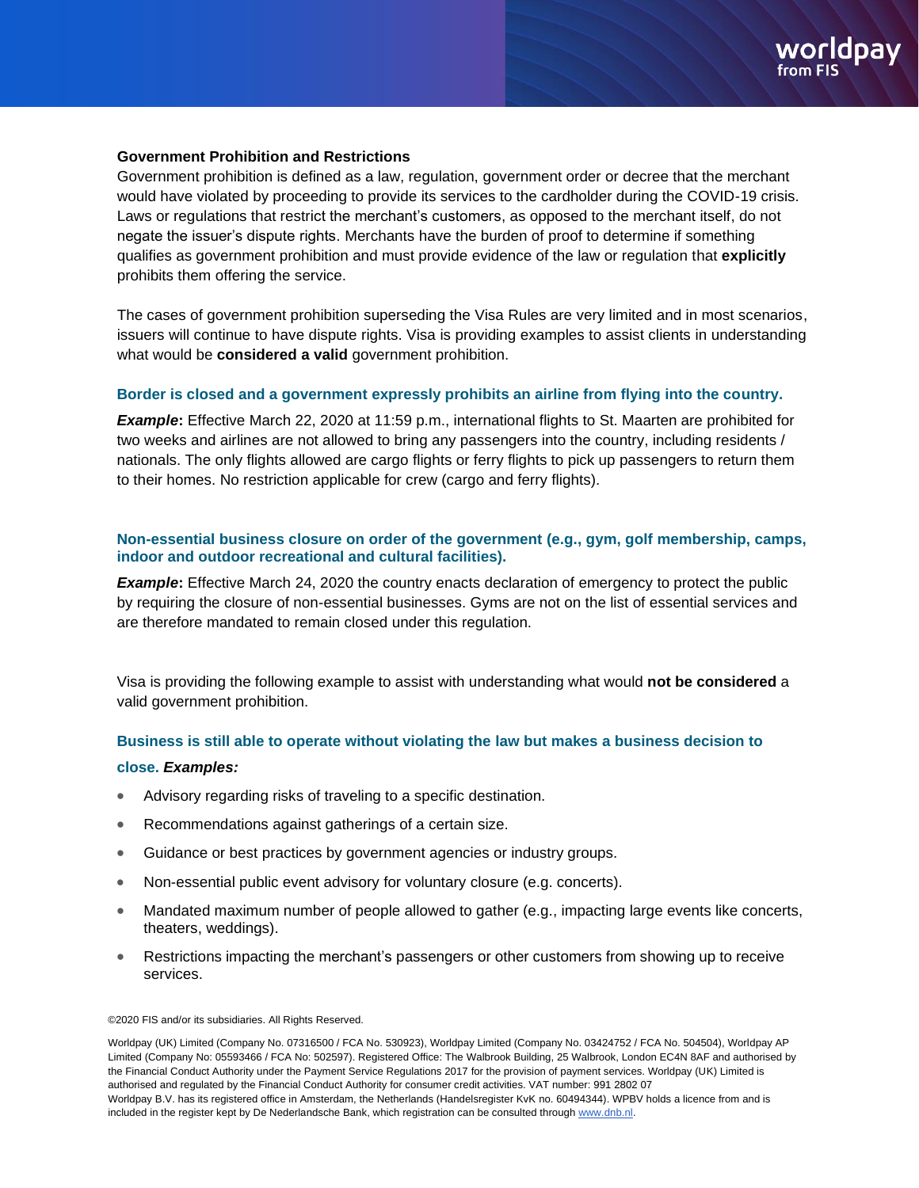**Government Prohibition and Restrictions**

Government prohibition is defined as a law, regulation, government order or decree that the merchant would have violated by proceeding to provide its services to the cardholder during the COVID-19 crisis. Laws or regulations that restrict the merchant's customers, as opposed to the merchant itself, do not negate the issuer's dispute rights. Merchants have the burden of proof to determine if something qualifies as government prohibition and must provide evidence of the law or regulation that **explicitly** prohibits them offering the service.

The cases of government prohibition superseding the Visa Rules are very limited and in most scenarios, issuers will continue to have dispute rights. Visa is providing examples to assist clients in understanding what would be **considered a valid** government prohibition.

### Border is closed and a government expressly prohibits an airline from flying into the country.

***Example*:** Effective March 22, 2020 at 11:59 p.m., international flights to St. Maarten are prohibited for two weeks and airlines are not allowed to bring any passengers into the country, including residents / nationals. The only flights allowed are cargo flights or ferry flights to pick up passengers to return them to their homes. No restriction applicable for crew (cargo and ferry flights).

### Non-essential business closure on order of the government (e.g., gym, golf membership, camps, indoor and outdoor recreational and cultural facilities).

***Example*:** Effective March 24, 2020 the country enacts declaration of emergency to protect the public by requiring the closure of non-essential businesses. Gyms are not on the list of essential services and are therefore mandated to remain closed under this regulation.

Visa is providing the following example to assist with understanding what would **not be considered** a valid government prohibition.

### Business is still able to operate without violating the law but makes a business decision to close. *Examples:*

- Advisory regarding risks of traveling to a specific destination.
- Recommendations against gatherings of a certain size.
- Guidance or best practices by government agencies or industry groups.
- Non-essential public event advisory for voluntary closure (e.g. concerts).
- Mandated maximum number of people allowed to gather (e.g., impacting large events like concerts, theaters, weddings).
- Restrictions impacting the merchant's passengers or other customers from showing up to receive services.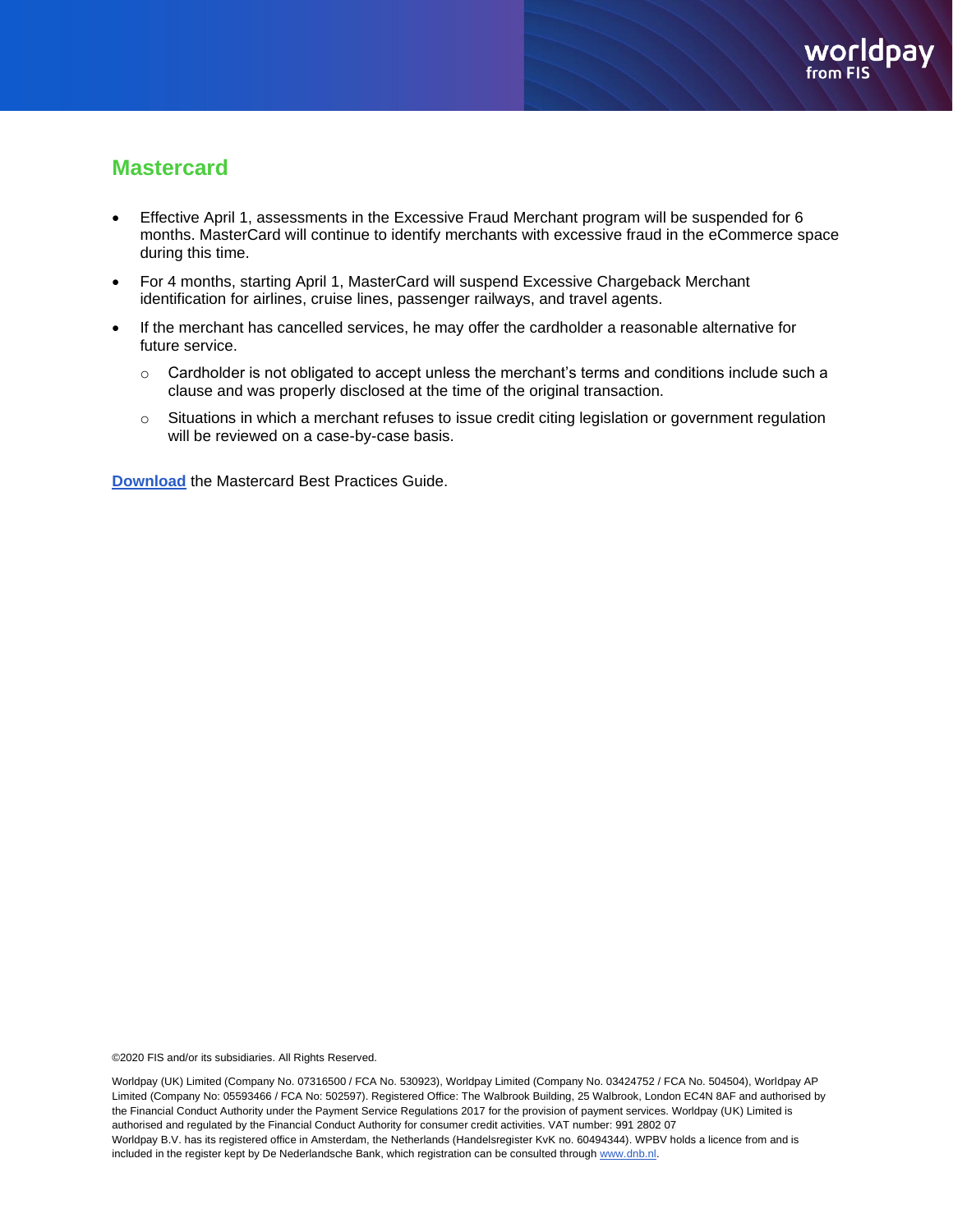## Mastercard

- Effective April 1, assessments in the Excessive Fraud Merchant program will be suspended for 6 months. MasterCard will continue to identify merchants with excessive fraud in the eCommerce space during this time.
- For 4 months, starting April 1, MasterCard will suspend Excessive Chargeback Merchant identification for airlines, cruise lines, passenger railways, and travel agents.
- If the merchant has cancelled services, he may offer the cardholder a reasonable alternative for future service.
  - Cardholder is not obligated to accept unless the merchant's terms and conditions include such a clause and was properly disclosed at the time of the original transaction.
  - Situations in which a merchant refuses to issue credit citing legislation or government regulation will be reviewed on a case-by-case basis.

**Download** the Mastercard Best Practices Guide.

©2020 FIS and/or its subsidiaries. All Rights Reserved.

Worldpay (UK) Limited (Company No. 07316500 / FCA No. 530923), Worldpay Limited (Company No. 03424752 / FCA No. 504504), Worldpay AP Limited (Company No: 05593466 / FCA No: 502597). Registered Office: The Walbrook Building, 25 Walbrook, London EC4N 8AF and authorised by the Financial Conduct Authority under the Payment Service Regulations 2017 for the provision of payment services. Worldpay (UK) Limited is authorised and regulated by the Financial Conduct Authority for consumer credit activities. VAT number: 991 2802 07
Worldpay B.V. has its registered office in Amsterdam, the Netherlands (Handelsregister KvK no. 60494344). WPBV holds a licence from and is included in the register kept by De Nederlandsche Bank, which registration can be consulted through www.dnb.nl.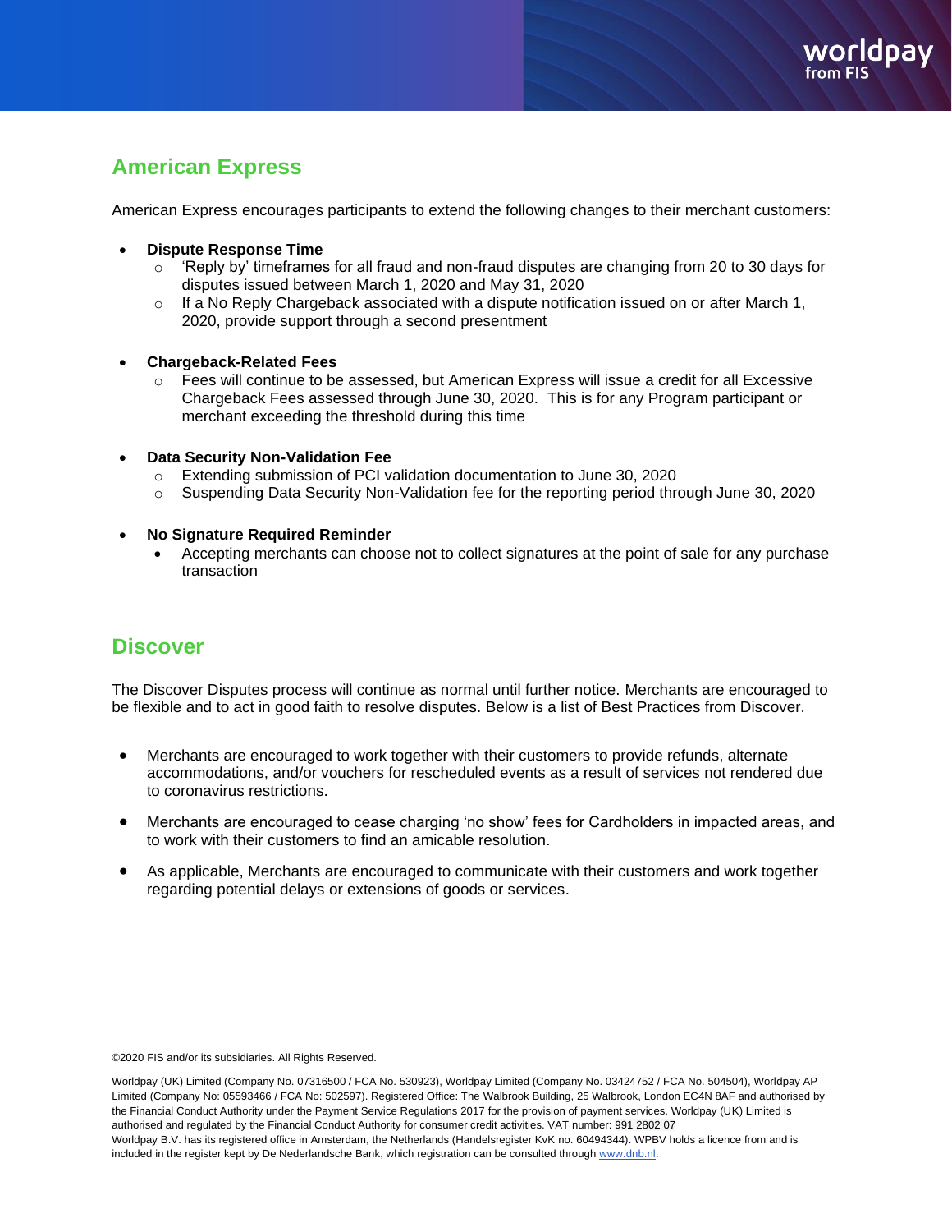## American Express

American Express encourages participants to extend the following changes to their merchant customers:

- **Dispute Response Time**
  - 'Reply by' timeframes for all fraud and non-fraud disputes are changing from 20 to 30 days for disputes issued between March 1, 2020 and May 31, 2020
  - If a No Reply Chargeback associated with a dispute notification issued on or after March 1, 2020, provide support through a second presentment

- **Chargeback-Related Fees**
  - Fees will continue to be assessed, but American Express will issue a credit for all Excessive Chargeback Fees assessed through June 30, 2020. This is for any Program participant or merchant exceeding the threshold during this time

- **Data Security Non-Validation Fee**
  - Extending submission of PCI validation documentation to June 30, 2020
  - Suspending Data Security Non-Validation fee for the reporting period through June 30, 2020

- **No Signature Required Reminder**
  - Accepting merchants can choose not to collect signatures at the point of sale for any purchase transaction

## Discover

The Discover Disputes process will continue as normal until further notice. Merchants are encouraged to be flexible and to act in good faith to resolve disputes. Below is a list of Best Practices from Discover.

- Merchants are encouraged to work together with their customers to provide refunds, alternate accommodations, and/or vouchers for rescheduled events as a result of services not rendered due to coronavirus restrictions.
- Merchants are encouraged to cease charging 'no show' fees for Cardholders in impacted areas, and to work with their customers to find an amicable resolution.
- As applicable, Merchants are encouraged to communicate with their customers and work together regarding potential delays or extensions of goods or services.

©2020 FIS and/or its subsidiaries. All Rights Reserved.

Worldpay (UK) Limited (Company No. 07316500 / FCA No. 530923), Worldpay Limited (Company No. 03424752 / FCA No. 504504), Worldpay AP Limited (Company No: 05593466 / FCA No: 502597). Registered Office: The Walbrook Building, 25 Walbrook, London EC4N 8AF and authorised by the Financial Conduct Authority under the Payment Service Regulations 2017 for the provision of payment services. Worldpay (UK) Limited is authorised and regulated by the Financial Conduct Authority for consumer credit activities. VAT number: 991 2802 07
Worldpay B.V. has its registered office in Amsterdam, the Netherlands (Handelsregister KvK no. 60494344). WPBV holds a licence from and is included in the register kept by De Nederlandsche Bank, which registration can be consulted through www.dnb.nl.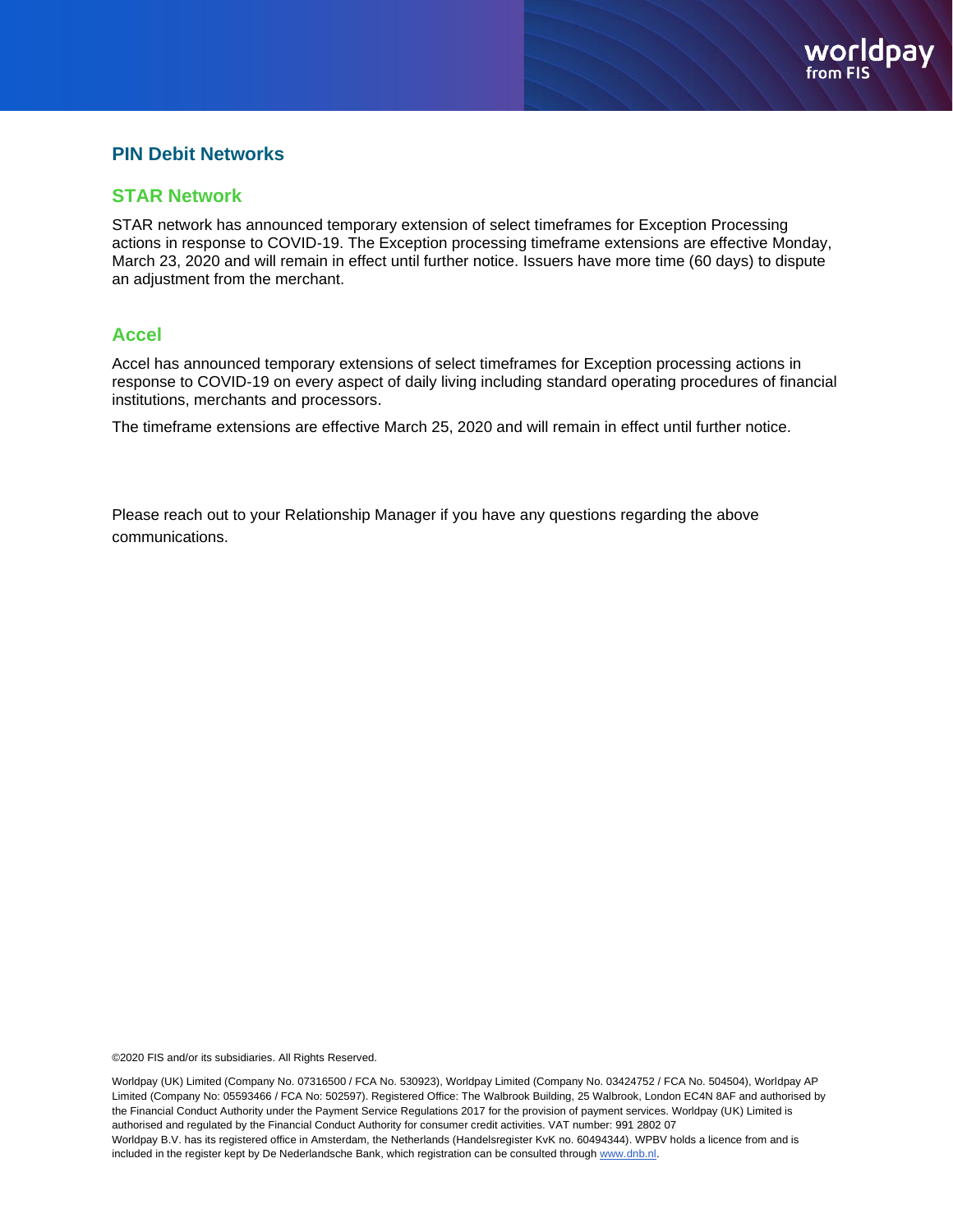## PIN Debit Networks

### STAR Network

STAR network has announced temporary extension of select timeframes for Exception Processing actions in response to COVID-19. The Exception processing timeframe extensions are effective Monday, March 23, 2020 and will remain in effect until further notice. Issuers have more time (60 days) to dispute an adjustment from the merchant.

### Accel

Accel has announced temporary extensions of select timeframes for Exception processing actions in response to COVID-19 on every aspect of daily living including standard operating procedures of financial institutions, merchants and processors.

The timeframe extensions are effective March 25, 2020 and will remain in effect until further notice.

Please reach out to your Relationship Manager if you have any questions regarding the above communications.

©2020 FIS and/or its subsidiaries. All Rights Reserved.

Worldpay (UK) Limited (Company No. 07316500 / FCA No. 530923), Worldpay Limited (Company No. 03424752 / FCA No. 504504), Worldpay AP Limited (Company No: 05593466 / FCA No: 502597). Registered Office: The Walbrook Building, 25 Walbrook, London EC4N 8AF and authorised by the Financial Conduct Authority under the Payment Service Regulations 2017 for the provision of payment services. Worldpay (UK) Limited is authorised and regulated by the Financial Conduct Authority for consumer credit activities. VAT number: 991 2802 07
Worldpay B.V. has its registered office in Amsterdam, the Netherlands (Handelsregister KvK no. 60494344). WPBV holds a licence from and is included in the register kept by De Nederlandsche Bank, which registration can be consulted through www.dnb.nl.